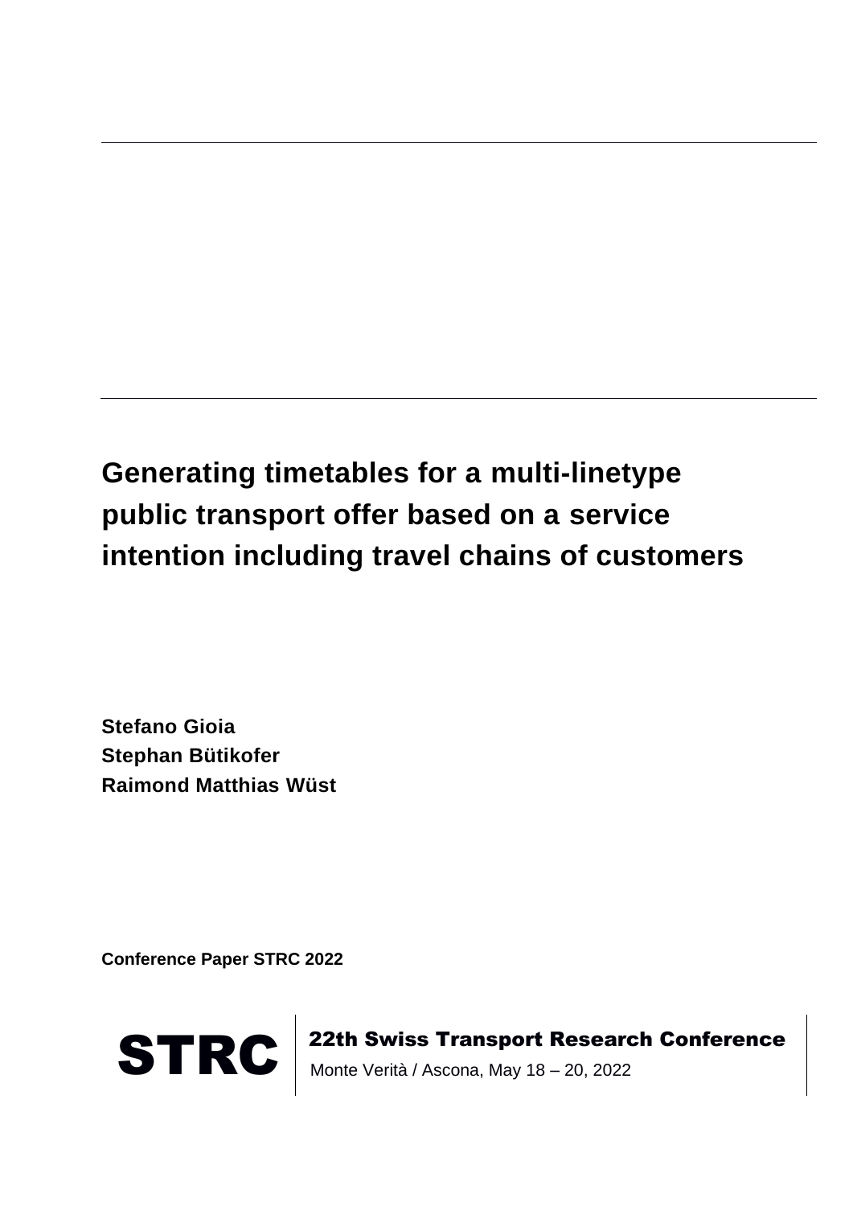# Generating timetables for a multi-linetype public transport offer based on a service intention including travel chains of customers

**Stefano Gioia**
**Stephan Bütikofer**
**Raimond Matthias Wüst**

**Conference Paper STRC 2022**

STRC | 22th Swiss Transport Research Conference
Monte Verità / Ascona, May 18 – 20, 2022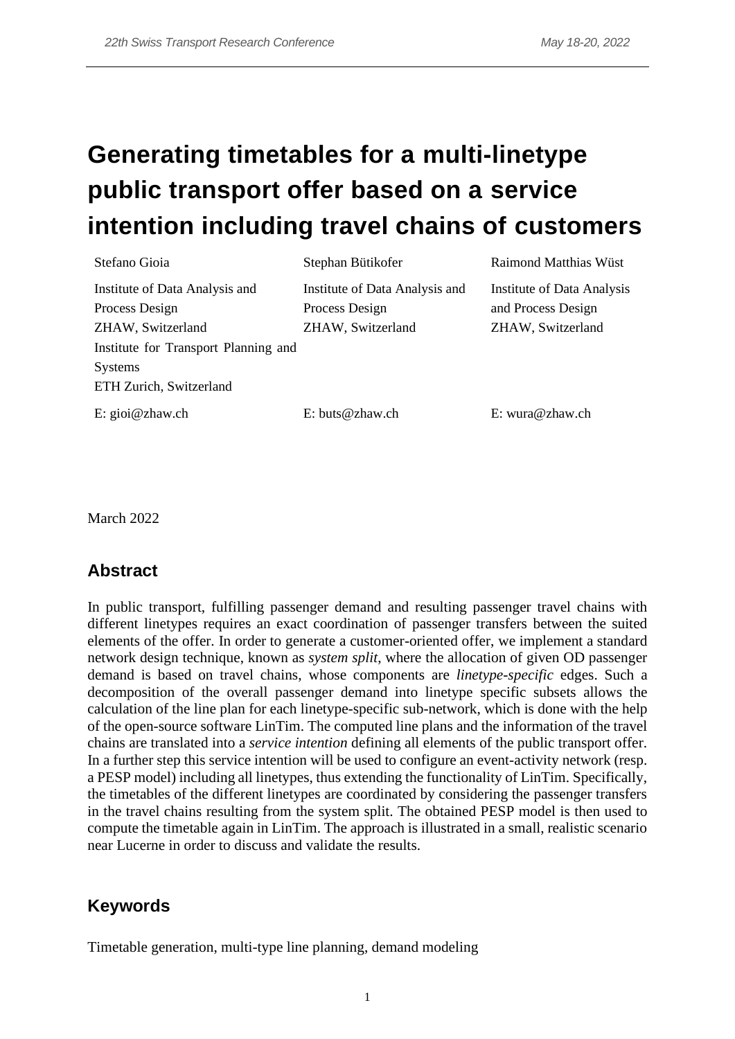# Generating timetables for a multi-linetype public transport offer based on a service intention including travel chains of customers

Stefano Gioia
Institute of Data Analysis and Process Design
ZHAW, Switzerland
Institute for Transport Planning and Systems
ETH Zurich, Switzerland
E: gioi@zhaw.ch

Stephan Bütikofer
Institute of Data Analysis and Process Design
ZHAW, Switzerland
E: buts@zhaw.ch

Raimond Matthias Wüst
Institute of Data Analysis and Process Design
ZHAW, Switzerland
E: wura@zhaw.ch

March 2022

## Abstract

In public transport, fulfilling passenger demand and resulting passenger travel chains with different linetypes requires an exact coordination of passenger transfers between the suited elements of the offer. In order to generate a customer-oriented offer, we implement a standard network design technique, known as *system split,* where the allocation of given OD passenger demand is based on travel chains, whose components are *linetype-specific* edges. Such a decomposition of the overall passenger demand into linetype specific subsets allows the calculation of the line plan for each linetype-specific sub-network, which is done with the help of the open-source software LinTim. The computed line plans and the information of the travel chains are translated into a *service intention* defining all elements of the public transport offer. In a further step this service intention will be used to configure an event-activity network (resp. a PESP model) including all linetypes, thus extending the functionality of LinTim. Specifically, the timetables of the different linetypes are coordinated by considering the passenger transfers in the travel chains resulting from the system split. The obtained PESP model is then used to compute the timetable again in LinTim. The approach is illustrated in a small, realistic scenario near Lucerne in order to discuss and validate the results.

## Keywords

Timetable generation, multi-type line planning, demand modeling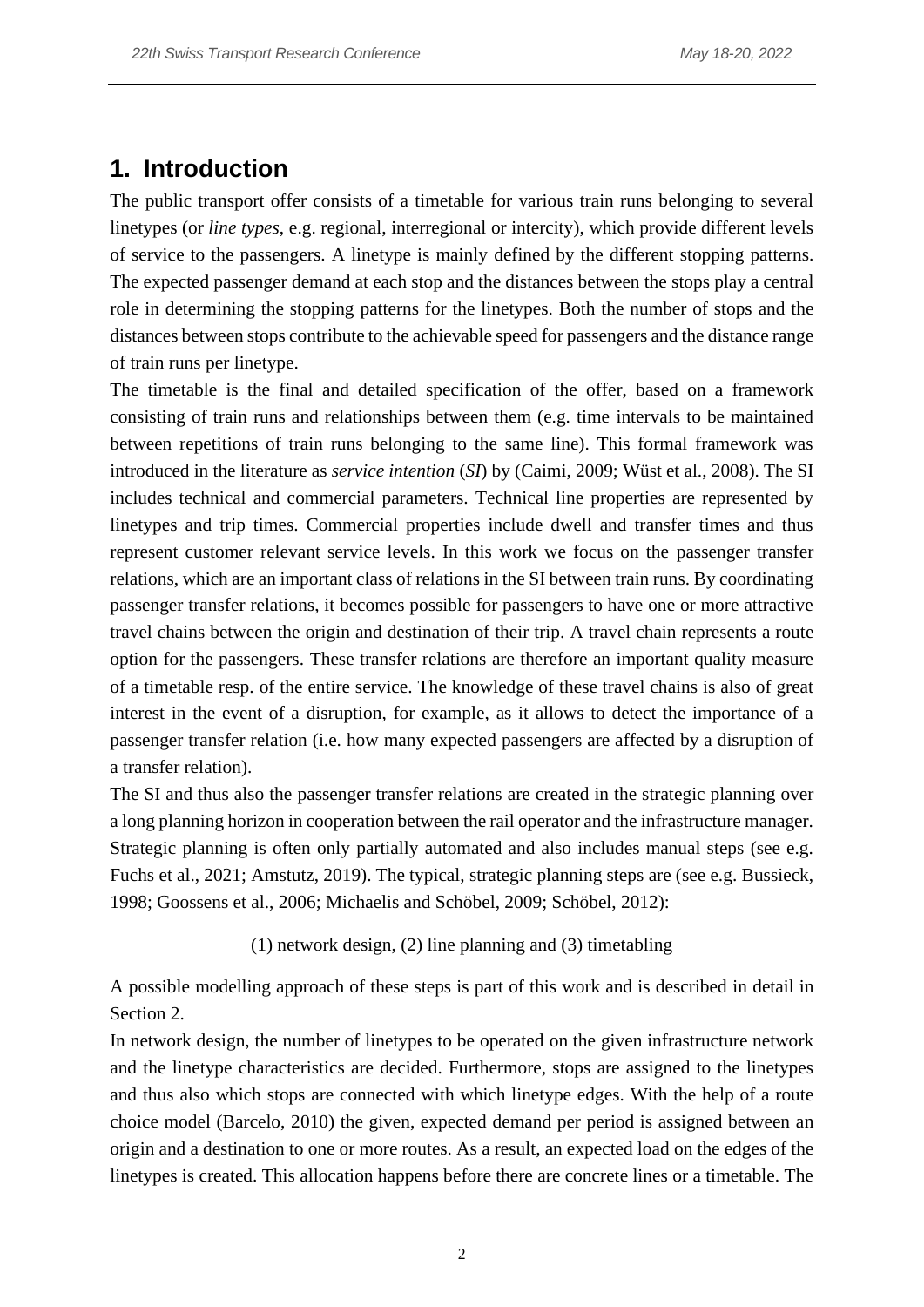# 1. Introduction

The public transport offer consists of a timetable for various train runs belonging to several linetypes (or *line types*, e.g. regional, interregional or intercity), which provide different levels of service to the passengers. A linetype is mainly defined by the different stopping patterns. The expected passenger demand at each stop and the distances between the stops play a central role in determining the stopping patterns for the linetypes. Both the number of stops and the distances between stops contribute to the achievable speed for passengers and the distance range of train runs per linetype.

The timetable is the final and detailed specification of the offer, based on a framework consisting of train runs and relationships between them (e.g. time intervals to be maintained between repetitions of train runs belonging to the same line). This formal framework was introduced in the literature as *service intention* (*SI*) by (Caimi, 2009; Wüst et al., 2008). The SI includes technical and commercial parameters. Technical line properties are represented by linetypes and trip times. Commercial properties include dwell and transfer times and thus represent customer relevant service levels. In this work we focus on the passenger transfer relations, which are an important class of relations in the SI between train runs. By coordinating passenger transfer relations, it becomes possible for passengers to have one or more attractive travel chains between the origin and destination of their trip. A travel chain represents a route option for the passengers. These transfer relations are therefore an important quality measure of a timetable resp. of the entire service. The knowledge of these travel chains is also of great interest in the event of a disruption, for example, as it allows to detect the importance of a passenger transfer relation (i.e. how many expected passengers are affected by a disruption of a transfer relation).

The SI and thus also the passenger transfer relations are created in the strategic planning over a long planning horizon in cooperation between the rail operator and the infrastructure manager. Strategic planning is often only partially automated and also includes manual steps (see e.g. Fuchs et al., 2021; Amstutz, 2019). The typical, strategic planning steps are (see e.g. Bussieck, 1998; Goossens et al., 2006; Michaelis and Schöbel, 2009; Schöbel, 2012):

(1) network design, (2) line planning and (3) timetabling

A possible modelling approach of these steps is part of this work and is described in detail in Section 2.

In network design, the number of linetypes to be operated on the given infrastructure network and the linetype characteristics are decided. Furthermore, stops are assigned to the linetypes and thus also which stops are connected with which linetype edges. With the help of a route choice model (Barcelo, 2010) the given, expected demand per period is assigned between an origin and a destination to one or more routes. As a result, an expected load on the edges of the linetypes is created. This allocation happens before there are concrete lines or a timetable. The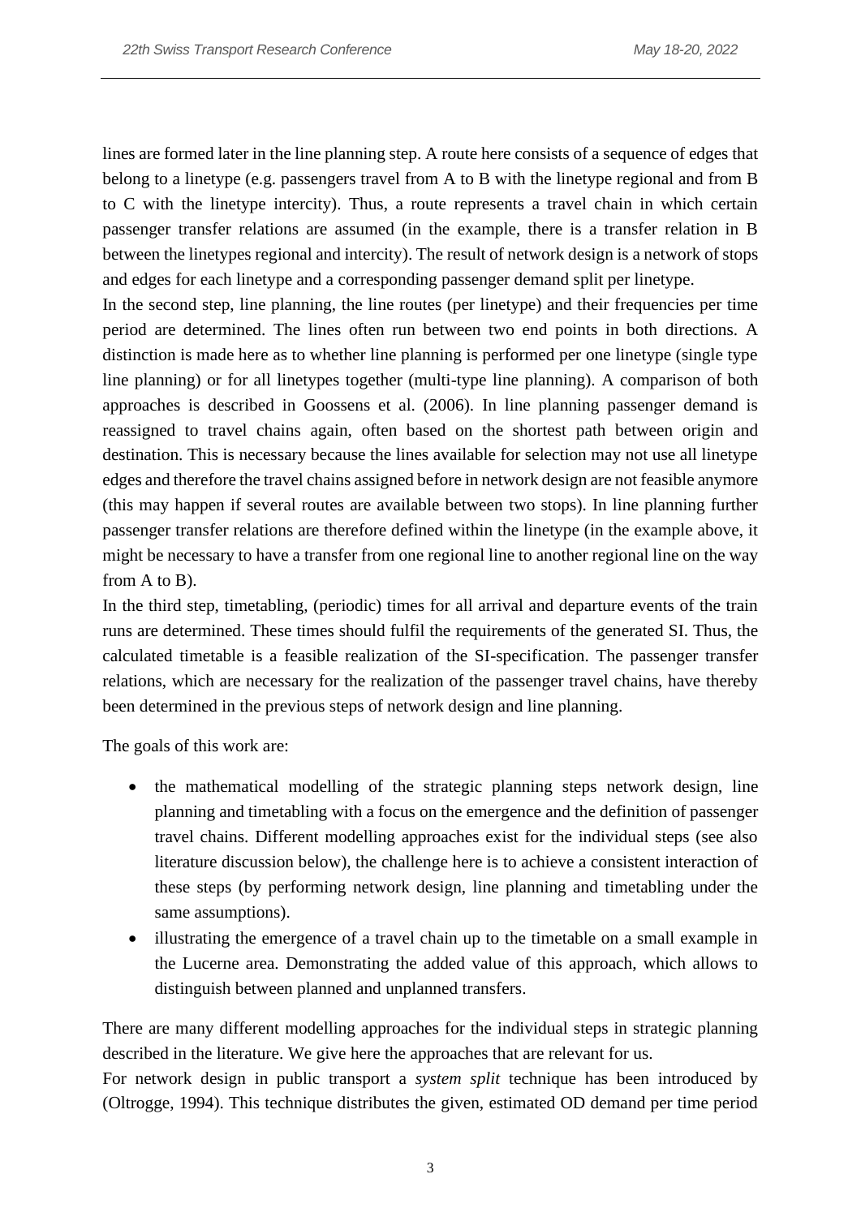lines are formed later in the line planning step. A route here consists of a sequence of edges that belong to a linetype (e.g. passengers travel from A to B with the linetype regional and from B to C with the linetype intercity). Thus, a route represents a travel chain in which certain passenger transfer relations are assumed (in the example, there is a transfer relation in B between the linetypes regional and intercity). The result of network design is a network of stops and edges for each linetype and a corresponding passenger demand split per linetype.

In the second step, line planning, the line routes (per linetype) and their frequencies per time period are determined. The lines often run between two end points in both directions. A distinction is made here as to whether line planning is performed per one linetype (single type line planning) or for all linetypes together (multi-type line planning). A comparison of both approaches is described in Goossens et al. (2006). In line planning passenger demand is reassigned to travel chains again, often based on the shortest path between origin and destination. This is necessary because the lines available for selection may not use all linetype edges and therefore the travel chains assigned before in network design are not feasible anymore (this may happen if several routes are available between two stops). In line planning further passenger transfer relations are therefore defined within the linetype (in the example above, it might be necessary to have a transfer from one regional line to another regional line on the way from A to B).

In the third step, timetabling, (periodic) times for all arrival and departure events of the train runs are determined. These times should fulfil the requirements of the generated SI. Thus, the calculated timetable is a feasible realization of the SI-specification. The passenger transfer relations, which are necessary for the realization of the passenger travel chains, have thereby been determined in the previous steps of network design and line planning.

The goals of this work are:

- the mathematical modelling of the strategic planning steps network design, line planning and timetabling with a focus on the emergence and the definition of passenger travel chains. Different modelling approaches exist for the individual steps (see also literature discussion below), the challenge here is to achieve a consistent interaction of these steps (by performing network design, line planning and timetabling under the same assumptions).
- illustrating the emergence of a travel chain up to the timetable on a small example in the Lucerne area. Demonstrating the added value of this approach, which allows to distinguish between planned and unplanned transfers.

There are many different modelling approaches for the individual steps in strategic planning described in the literature. We give here the approaches that are relevant for us.

For network design in public transport a *system split* technique has been introduced by (Oltrogge, 1994). This technique distributes the given, estimated OD demand per time period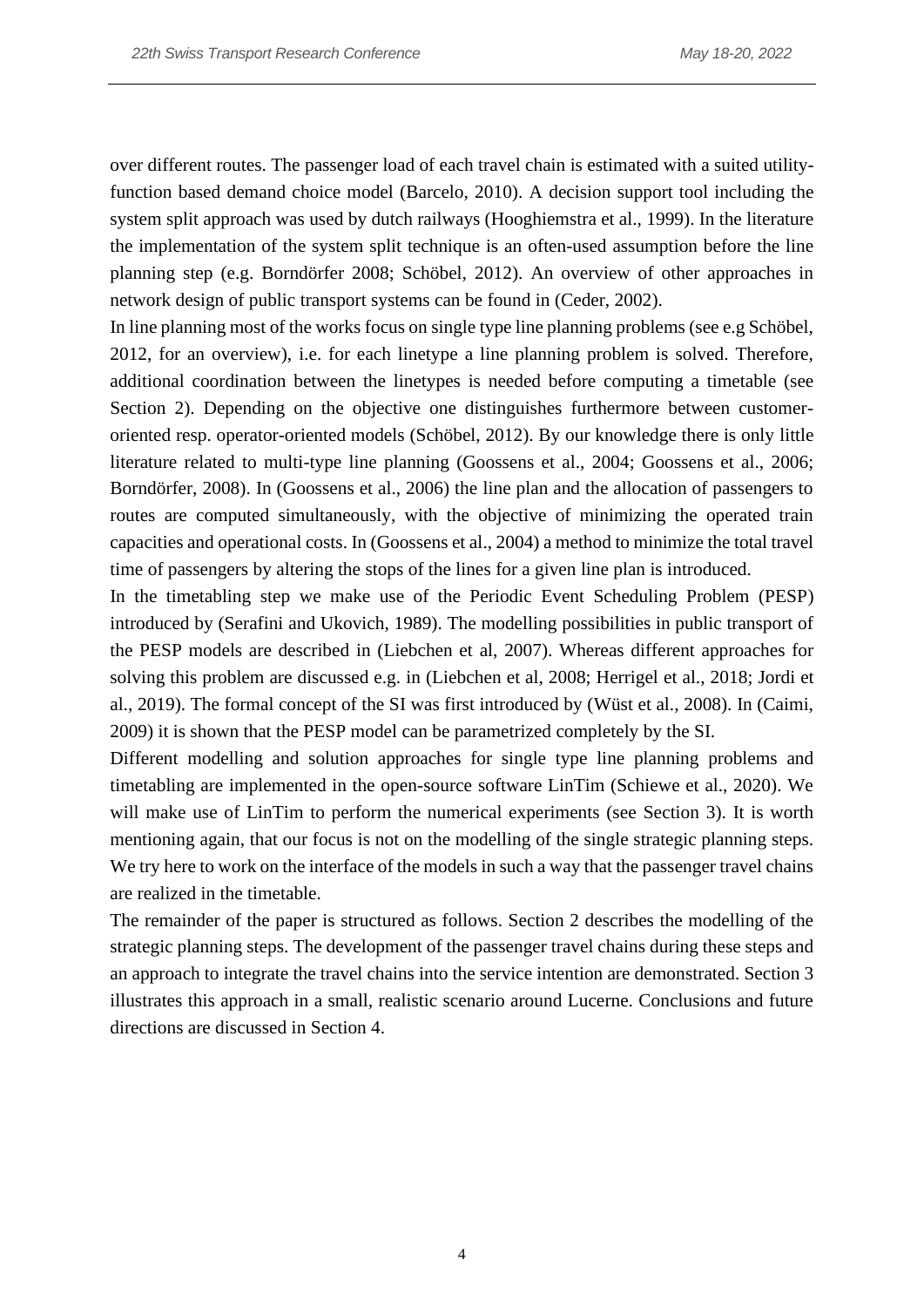over different routes. The passenger load of each travel chain is estimated with a suited utility-function based demand choice model (Barcelo, 2010). A decision support tool including the system split approach was used by dutch railways (Hooghiemstra et al., 1999). In the literature the implementation of the system split technique is an often-used assumption before the line planning step (e.g. Borndörfer 2008; Schöbel, 2012). An overview of other approaches in network design of public transport systems can be found in (Ceder, 2002).

In line planning most of the works focus on single type line planning problems (see e.g Schöbel, 2012, for an overview), i.e. for each linetype a line planning problem is solved. Therefore, additional coordination between the linetypes is needed before computing a timetable (see Section 2). Depending on the objective one distinguishes furthermore between customer-oriented resp. operator-oriented models (Schöbel, 2012). By our knowledge there is only little literature related to multi-type line planning (Goossens et al., 2004; Goossens et al., 2006; Borndörfer, 2008). In (Goossens et al., 2006) the line plan and the allocation of passengers to routes are computed simultaneously, with the objective of minimizing the operated train capacities and operational costs. In (Goossens et al., 2004) a method to minimize the total travel time of passengers by altering the stops of the lines for a given line plan is introduced.

In the timetabling step we make use of the Periodic Event Scheduling Problem (PESP) introduced by (Serafini and Ukovich, 1989). The modelling possibilities in public transport of the PESP models are described in (Liebchen et al, 2007). Whereas different approaches for solving this problem are discussed e.g. in (Liebchen et al, 2008; Herrigel et al., 2018; Jordi et al., 2019). The formal concept of the SI was first introduced by (Wüst et al., 2008). In (Caimi, 2009) it is shown that the PESP model can be parametrized completely by the SI.

Different modelling and solution approaches for single type line planning problems and timetabling are implemented in the open-source software LinTim (Schiewe et al., 2020). We will make use of LinTim to perform the numerical experiments (see Section 3). It is worth mentioning again, that our focus is not on the modelling of the single strategic planning steps. We try here to work on the interface of the models in such a way that the passenger travel chains are realized in the timetable.

The remainder of the paper is structured as follows. Section 2 describes the modelling of the strategic planning steps. The development of the passenger travel chains during these steps and an approach to integrate the travel chains into the service intention are demonstrated. Section 3 illustrates this approach in a small, realistic scenario around Lucerne. Conclusions and future directions are discussed in Section 4.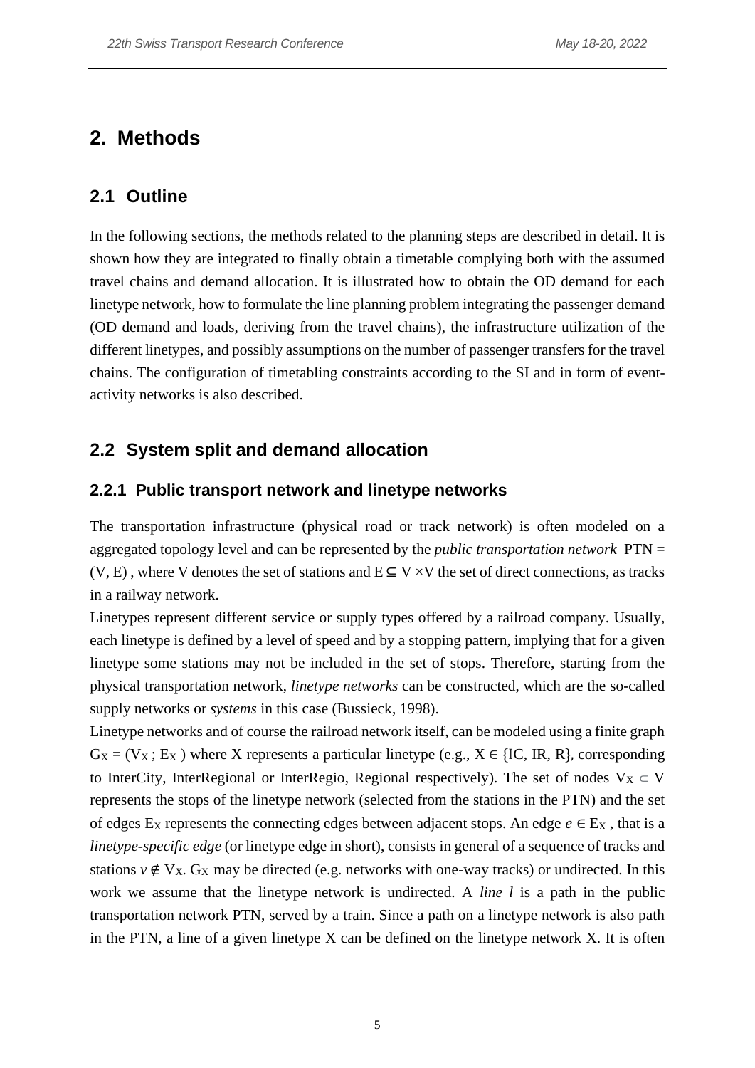# 2. Methods

## 2.1 Outline

In the following sections, the methods related to the planning steps are described in detail. It is shown how they are integrated to finally obtain a timetable complying both with the assumed travel chains and demand allocation. It is illustrated how to obtain the OD demand for each linetype network, how to formulate the line planning problem integrating the passenger demand (OD demand and loads, deriving from the travel chains), the infrastructure utilization of the different linetypes, and possibly assumptions on the number of passenger transfers for the travel chains. The configuration of timetabling constraints according to the SI and in form of event-activity networks is also described.

## 2.2 System split and demand allocation

### 2.2.1 Public transport network and linetype networks

The transportation infrastructure (physical road or track network) is often modeled on a aggregated topology level and can be represented by the *public transportation network* PTN = (V, E) , where V denotes the set of stations and $E \subseteq V \times V$ the set of direct connections, as tracks in a railway network.

Linetypes represent different service or supply types offered by a railroad company. Usually, each linetype is defined by a level of speed and by a stopping pattern, implying that for a given linetype some stations may not be included in the set of stops. Therefore, starting from the physical transportation network, *linetype networks* can be constructed, which are the so-called supply networks or *systems* in this case (Bussieck, 1998).

Linetype networks and of course the railroad network itself, can be modeled using a finite graph $G_X = (V_X ; E_X )$ where X represents a particular linetype (e.g., $X \in \{IC, IR, R\}$, corresponding to InterCity, InterRegional or InterRegio, Regional respectively). The set of nodes $V_X \subset V$ represents the stops of the linetype network (selected from the stations in the PTN) and the set of edges $E_X$ represents the connecting edges between adjacent stops. An edge $e \in E_X$ , that is a *linetype-specific edge* (or linetype edge in short), consists in general of a sequence of tracks and stations $v \notin V_X$. $G_X$ may be directed (e.g. networks with one-way tracks) or undirected. In this work we assume that the linetype network is undirected. A *line l* is a path in the public transportation network PTN, served by a train. Since a path on a linetype network is also path in the PTN, a line of a given linetype X can be defined on the linetype network X. It is often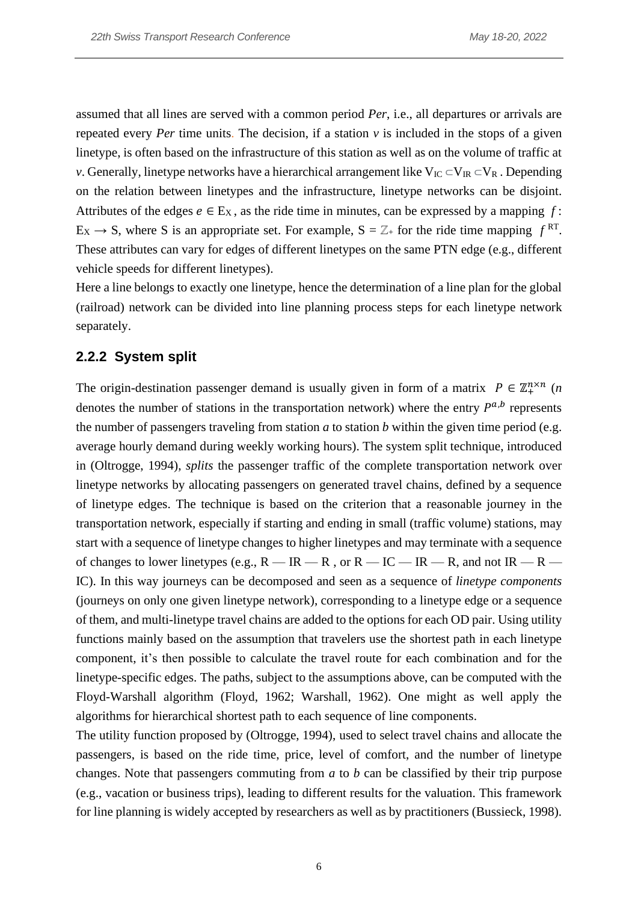assumed that all lines are served with a common period *Per*, i.e., all departures or arrivals are repeated every *Per* time units. The decision, if a station *v* is included in the stops of a given linetype, is often based on the infrastructure of this station as well as on the volume of traffic at *v*. Generally, linetype networks have a hierarchical arrangement like $V_{IC} \subset V_{IR} \subset V_R$ . Depending on the relation between linetypes and the infrastructure, linetype networks can be disjoint. Attributes of the edges $e \in E_X$ , as the ride time in minutes, can be expressed by a mapping $f$ : $E_X \rightarrow S$, where S is an appropriate set. For example, $S = \mathbb{Z}_+$ for the ride time mapping $f^{RT}$. These attributes can vary for edges of different linetypes on the same PTN edge (e.g., different vehicle speeds for different linetypes).

Here a line belongs to exactly one linetype, hence the determination of a line plan for the global (railroad) network can be divided into line planning process steps for each linetype network separately.

### 2.2.2 System split

The origin-destination passenger demand is usually given in form of a matrix $P \in \mathbb{Z}_+^{n \times n}$ (*n* denotes the number of stations in the transportation network) where the entry $P^{a,b}$ represents the number of passengers traveling from station *a* to station *b* within the given time period (e.g. average hourly demand during weekly working hours). The system split technique, introduced in (Oltrogge, 1994), *splits* the passenger traffic of the complete transportation network over linetype networks by allocating passengers on generated travel chains, defined by a sequence of linetype edges. The technique is based on the criterion that a reasonable journey in the transportation network, especially if starting and ending in small (traffic volume) stations, may start with a sequence of linetype changes to higher linetypes and may terminate with a sequence of changes to lower linetypes (e.g., R — IR — R , or R — IC — IR — R, and not IR — R — IC). In this way journeys can be decomposed and seen as a sequence of *linetype components* (journeys on only one given linetype network), corresponding to a linetype edge or a sequence of them, and multi-linetype travel chains are added to the options for each OD pair. Using utility functions mainly based on the assumption that travelers use the shortest path in each linetype component, it's then possible to calculate the travel route for each combination and for the linetype-specific edges. The paths, subject to the assumptions above, can be computed with the Floyd-Warshall algorithm (Floyd, 1962; Warshall, 1962). One might as well apply the algorithms for hierarchical shortest path to each sequence of line components.

The utility function proposed by (Oltrogge, 1994), used to select travel chains and allocate the passengers, is based on the ride time, price, level of comfort, and the number of linetype changes. Note that passengers commuting from *a* to *b* can be classified by their trip purpose (e.g., vacation or business trips), leading to different results for the valuation. This framework for line planning is widely accepted by researchers as well as by practitioners (Bussieck, 1998).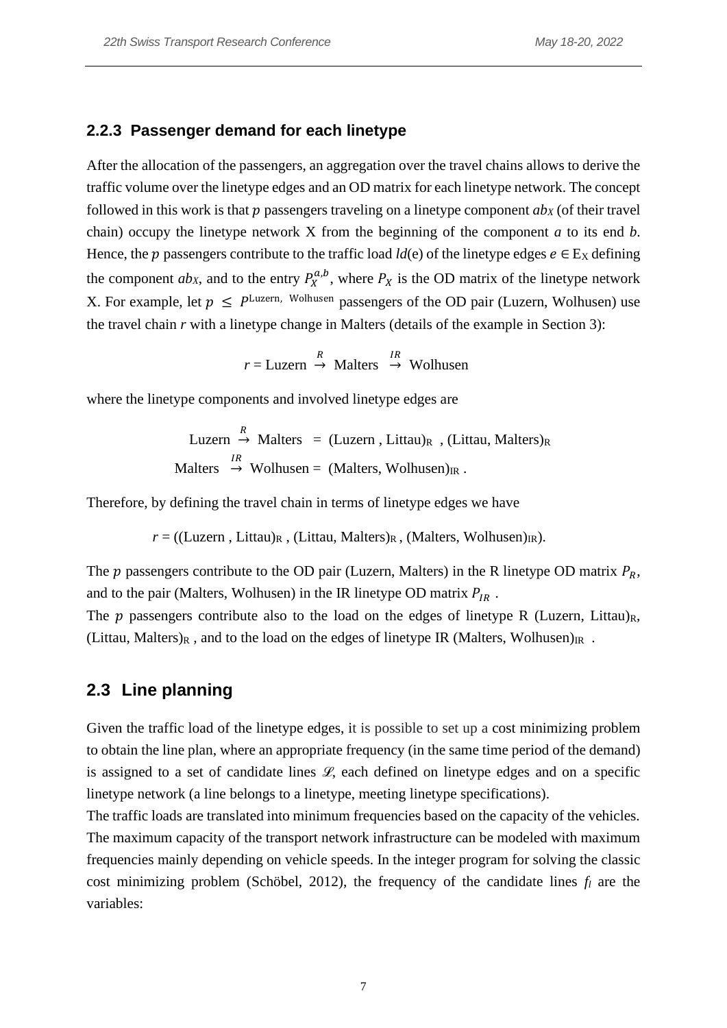### 2.2.3 Passenger demand for each linetype

After the allocation of the passengers, an aggregation over the travel chains allows to derive the traffic volume over the linetype edges and an OD matrix for each linetype network. The concept followed in this work is that $p$ passengers traveling on a linetype component $ab_X$ (of their travel chain) occupy the linetype network X from the beginning of the component $a$ to its end $b$. Hence, the $p$ passengers contribute to the traffic load $ld(e)$ of the linetype edges $e \in E_X$ defining the component $ab_X$, and to the entry $P_X^{a,b}$, where $P_X$ is the OD matrix of the linetype network X. For example, let $p \leq P^{\text{Luzern, Wolhusen}}$ passengers of the OD pair (Luzern, Wolhusen) use the travel chain $r$ with a linetype change in Malters (details of the example in Section 3):

$$r = \text{Luzern} \overset{R}{\rightarrow} \text{Malters} \overset{IR}{\rightarrow} \text{Wolhusen}$$

where the linetype components and involved linetype edges are

$$\text{Luzern} \overset{R}{\rightarrow} \text{Malters} = (\text{Luzern}, \text{Littau})_R, (\text{Littau}, \text{Malters})_R$$

$$\text{Malters} \overset{IR}{\rightarrow} \text{Wolhusen} = (\text{Malters}, \text{Wolhusen})_{IR}.$$

Therefore, by defining the travel chain in terms of linetype edges we have

$$r = ((\text{Luzern}, \text{Littau})_R, (\text{Littau}, \text{Malters})_R, (\text{Malters}, \text{Wolhusen})_{IR}).$$

The $p$ passengers contribute to the OD pair (Luzern, Malters) in the R linetype OD matrix $P_R$, and to the pair (Malters, Wolhusen) in the IR linetype OD matrix $P_{IR}$.

The $p$ passengers contribute also to the load on the edges of linetype R $(\text{Luzern}, \text{Littau})_R$, $(\text{Littau}, \text{Malters})_R$, and to the load on the edges of linetype IR $(\text{Malters}, \text{Wolhusen})_{IR}$.

## 2.3 Line planning

Given the traffic load of the linetype edges, it is possible to set up a cost minimizing problem to obtain the line plan, where an appropriate frequency (in the same time period of the demand) is assigned to a set of candidate lines $\mathscr{L}$, each defined on linetype edges and on a specific linetype network (a line belongs to a linetype, meeting linetype specifications).

The traffic loads are translated into minimum frequencies based on the capacity of the vehicles. The maximum capacity of the transport network infrastructure can be modeled with maximum frequencies mainly depending on vehicle speeds. In the integer program for solving the classic cost minimizing problem (Schöbel, 2012), the frequency of the candidate lines $f_l$ are the variables: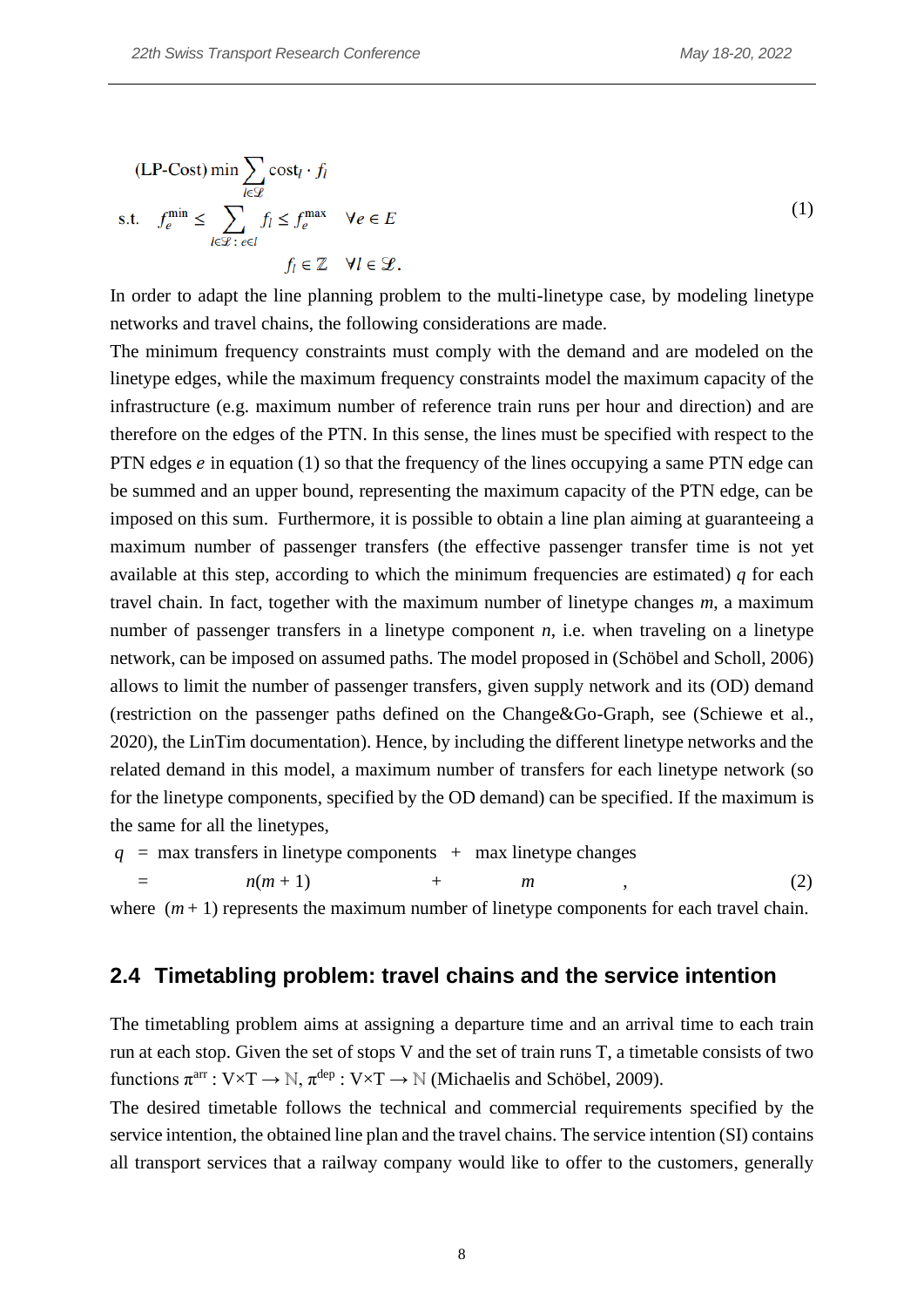$$
\begin{aligned}
&\text{(LP-Cost)} \min \sum_{l \in \mathscr{L}} \text{cost}_l \cdot f_l \\
&\text{s.t.} \quad f_e^{\min} \leq \sum_{l \in \mathscr{L}:\, e \in l} f_l \leq f_e^{\max} \quad \forall e \in E \\
&\qquad\qquad\qquad f_l \in \mathbb{Z} \quad \forall l \in \mathscr{L}.
\end{aligned}
\tag{1}
$$

In order to adapt the line planning problem to the multi-linetype case, by modeling linetype networks and travel chains, the following considerations are made.

The minimum frequency constraints must comply with the demand and are modeled on the linetype edges, while the maximum frequency constraints model the maximum capacity of the infrastructure (e.g. maximum number of reference train runs per hour and direction) and are therefore on the edges of the PTN. In this sense, the lines must be specified with respect to the PTN edges $e$ in equation (1) so that the frequency of the lines occupying a same PTN edge can be summed and an upper bound, representing the maximum capacity of the PTN edge, can be imposed on this sum. Furthermore, it is possible to obtain a line plan aiming at guaranteeing a maximum number of passenger transfers (the effective passenger transfer time is not yet available at this step, according to which the minimum frequencies are estimated) $q$ for each travel chain. In fact, together with the maximum number of linetype changes $m$, a maximum number of passenger transfers in a linetype component $n$, i.e. when traveling on a linetype network, can be imposed on assumed paths. The model proposed in (Schöbel and Scholl, 2006) allows to limit the number of passenger transfers, given supply network and its (OD) demand (restriction on the passenger paths defined on the Change&Go-Graph, see (Schiewe et al., 2020), the LinTim documentation). Hence, by including the different linetype networks and the related demand in this model, a maximum number of transfers for each linetype network (so for the linetype components, specified by the OD demand) can be specified. If the maximum is the same for all the linetypes,

$$
\begin{aligned}
q &= \text{max transfers in linetype components} + \text{max linetype changes} \\
&= \qquad\qquad n(m+1) \qquad\qquad\qquad + \qquad m \qquad ,
\end{aligned}
\tag{2}
$$

where $(m+1)$ represents the maximum number of linetype components for each travel chain.

## 2.4 Timetabling problem: travel chains and the service intention

The timetabling problem aims at assigning a departure time and an arrival time to each train run at each stop. Given the set of stops V and the set of train runs T, a timetable consists of two functions $\pi^{\text{arr}} : \text{V}\times\text{T} \rightarrow \mathbb{N}$, $\pi^{\text{dep}} : \text{V}\times\text{T} \rightarrow \mathbb{N}$ (Michaelis and Schöbel, 2009).

The desired timetable follows the technical and commercial requirements specified by the service intention, the obtained line plan and the travel chains. The service intention (SI) contains all transport services that a railway company would like to offer to the customers, generally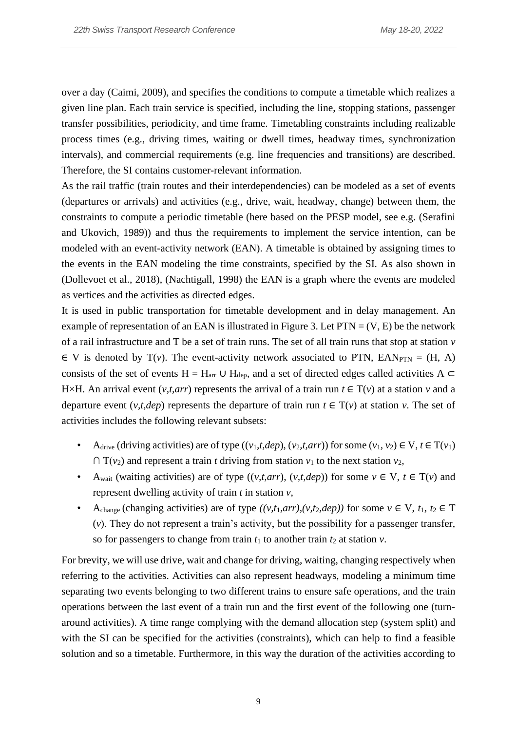over a day (Caimi, 2009), and specifies the conditions to compute a timetable which realizes a given line plan. Each train service is specified, including the line, stopping stations, passenger transfer possibilities, periodicity, and time frame. Timetabling constraints including realizable process times (e.g., driving times, waiting or dwell times, headway times, synchronization intervals), and commercial requirements (e.g. line frequencies and transitions) are described. Therefore, the SI contains customer-relevant information.

As the rail traffic (train routes and their interdependencies) can be modeled as a set of events (departures or arrivals) and activities (e.g., drive, wait, headway, change) between them, the constraints to compute a periodic timetable (here based on the PESP model, see e.g. (Serafini and Ukovich, 1989)) and thus the requirements to implement the service intention, can be modeled with an event-activity network (EAN). A timetable is obtained by assigning times to the events in the EAN modeling the time constraints, specified by the SI. As also shown in (Dollevoet et al., 2018), (Nachtigall, 1998) the EAN is a graph where the events are modeled as vertices and the activities as directed edges.

It is used in public transportation for timetable development and in delay management. An example of representation of an EAN is illustrated in Figure 3. Let PTN = (V, E) be the network of a rail infrastructure and T be a set of train runs. The set of all train runs that stop at station $v \in V$ is denoted by $T(v)$. The event-activity network associated to PTN, $EAN_{PTN} = (H, A)$ consists of the set of events $H = H_{arr} \cup H_{dep}$, and a set of directed edges called activities $A \subset H \times H$. An arrival event $(v,t,arr)$ represents the arrival of a train run $t \in T(v)$ at a station $v$ and a departure event $(v,t,dep)$ represents the departure of train run $t \in T(v)$ at station $v$. The set of activities includes the following relevant subsets:

- $A_{drive}$ (driving activities) are of type $((v_1,t,dep), (v_2,t,arr))$ for some $(v_1, v_2) \in V$, $t \in T(v_1) \cap T(v_2)$ and represent a train $t$ driving from station $v_1$ to the next station $v_2$,
- $A_{wait}$ (waiting activities) are of type $((v,t,arr), (v,t,dep))$ for some $v \in V$, $t \in T(v)$ and represent dwelling activity of train $t$ in station $v$,
- $A_{change}$ (changing activities) are of type $((v,t_1,arr),(v,t_2,dep))$ for some $v \in V$, $t_1, t_2 \in T(v)$. They do not represent a train's activity, but the possibility for a passenger transfer, so for passengers to change from train $t_1$ to another train $t_2$ at station $v$.

For brevity, we will use drive, wait and change for driving, waiting, changing respectively when referring to the activities. Activities can also represent headways, modeling a minimum time separating two events belonging to two different trains to ensure safe operations, and the train operations between the last event of a train run and the first event of the following one (turn-around activities). A time range complying with the demand allocation step (system split) and with the SI can be specified for the activities (constraints), which can help to find a feasible solution and so a timetable. Furthermore, in this way the duration of the activities according to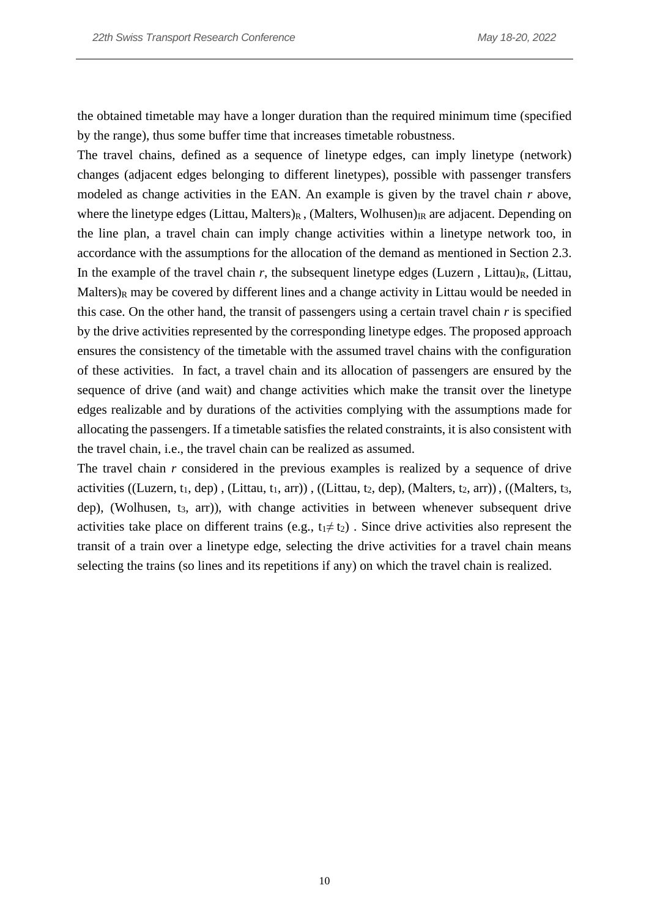the obtained timetable may have a longer duration than the required minimum time (specified by the range), thus some buffer time that increases timetable robustness.

The travel chains, defined as a sequence of linetype edges, can imply linetype (network) changes (adjacent edges belonging to different linetypes), possible with passenger transfers modeled as change activities in the EAN. An example is given by the travel chain *r* above, where the linetype edges $(\text{Littau, Malters})_R$ , $(\text{Malters, Wolhusen})_{IR}$ are adjacent. Depending on the line plan, a travel chain can imply change activities within a linetype network too, in accordance with the assumptions for the allocation of the demand as mentioned in Section 2.3. In the example of the travel chain *r*, the subsequent linetype edges $(\text{Luzern , Littau})_R$, $(\text{Littau, Malters})_R$ may be covered by different lines and a change activity in Littau would be needed in this case. On the other hand, the transit of passengers using a certain travel chain *r* is specified by the drive activities represented by the corresponding linetype edges. The proposed approach ensures the consistency of the timetable with the assumed travel chains with the configuration of these activities. In fact, a travel chain and its allocation of passengers are ensured by the sequence of drive (and wait) and change activities which make the transit over the linetype edges realizable and by durations of the activities complying with the assumptions made for allocating the passengers. If a timetable satisfies the related constraints, it is also consistent with the travel chain, i.e., the travel chain can be realized as assumed.

The travel chain *r* considered in the previous examples is realized by a sequence of drive activities ((Luzern, $t_1$, dep) , (Littau, $t_1$, arr)) , ((Littau, $t_2$, dep), (Malters, $t_2$, arr)) , ((Malters, $t_3$, dep), (Wolhusen, $t_3$, arr)), with change activities in between whenever subsequent drive activities take place on different trains (e.g., $t_1 \neq t_2$) . Since drive activities also represent the transit of a train over a linetype edge, selecting the drive activities for a travel chain means selecting the trains (so lines and its repetitions if any) on which the travel chain is realized.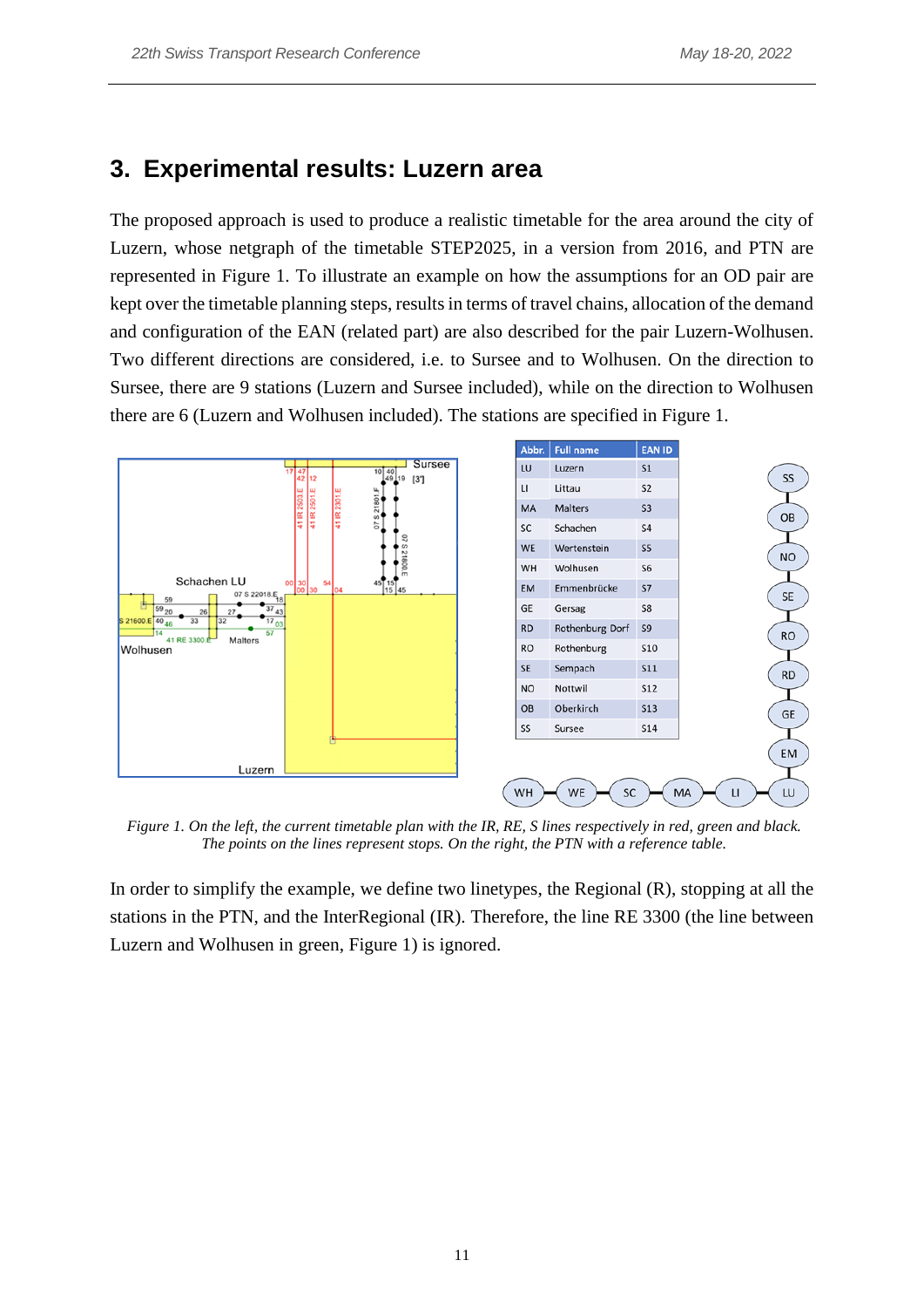# 3. Experimental results: Luzern area

The proposed approach is used to produce a realistic timetable for the area around the city of Luzern, whose netgraph of the timetable STEP2025, in a version from 2016, and PTN are represented in Figure 1. To illustrate an example on how the assumptions for an OD pair are kept over the timetable planning steps, results in terms of travel chains, allocation of the demand and configuration of the EAN (related part) are also described for the pair Luzern-Wolhusen. Two different directions are considered, i.e. to Sursee and to Wolhusen. On the direction to Sursee, there are 9 stations (Luzern and Sursee included), while on the direction to Wolhusen there are 6 (Luzern and Wolhusen included). The stations are specified in Figure 1.

| Abbr. | Full name | EAN ID |
|---|---|---|
| LU | Luzern | S1 |
| LI | Littau | S2 |
| MA | Malters | S3 |
| SC | Schachen | S4 |
| WE | Wertenstein | S5 |
| WH | Wolhusen | S6 |
| EM | Emmenbrücke | S7 |
| GE | Gersag | S8 |
| RD | Rothenburg Dorf | S9 |
| RO | Rothenburg | S10 |
| SE | Sempach | S11 |
| NO | Nottwil | S12 |
| OB | Oberkirch | S13 |
| SS | Sursee | S14 |

*Figure 1. On the left, the current timetable plan with the IR, RE, S lines respectively in red, green and black. The points on the lines represent stops. On the right, the PTN with a reference table.*

In order to simplify the example, we define two linetypes, the Regional (R), stopping at all the stations in the PTN, and the InterRegional (IR). Therefore, the line RE 3300 (the line between Luzern and Wolhusen in green, Figure 1) is ignored.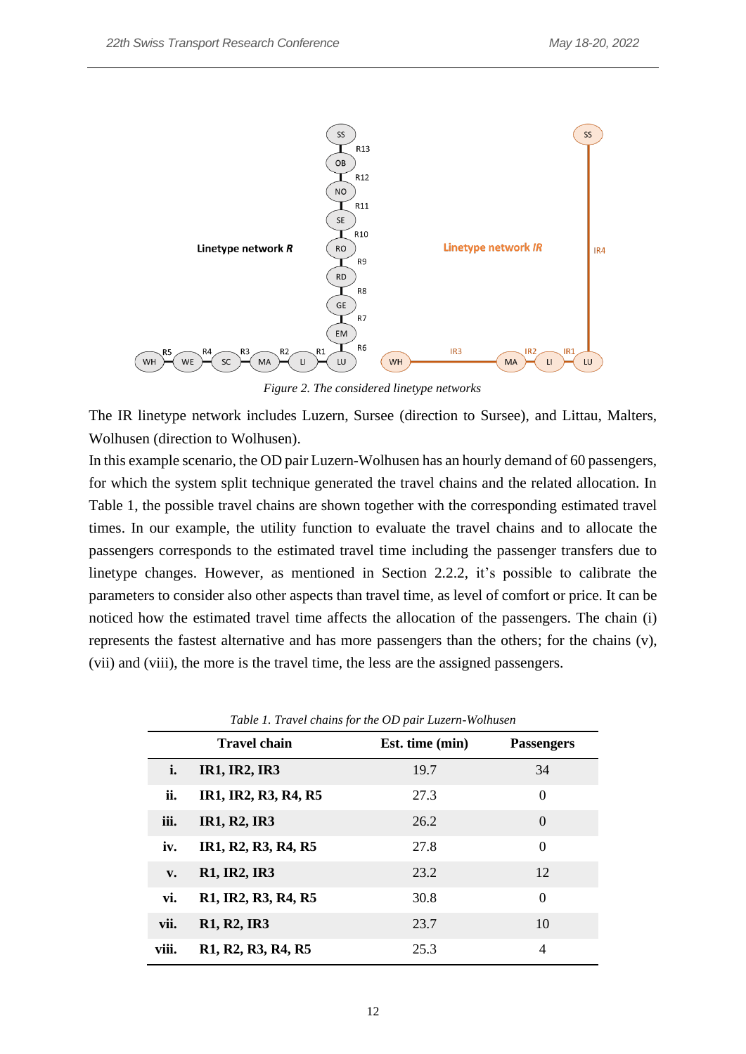*Figure 2. The considered linetype networks*

The IR linetype network includes Luzern, Sursee (direction to Sursee), and Littau, Malters, Wolhusen (direction to Wolhusen).

In this example scenario, the OD pair Luzern-Wolhusen has an hourly demand of 60 passengers, for which the system split technique generated the travel chains and the related allocation. In Table 1, the possible travel chains are shown together with the corresponding estimated travel times. In our example, the utility function to evaluate the travel chains and to allocate the passengers corresponds to the estimated travel time including the passenger transfers due to linetype changes. However, as mentioned in Section 2.2.2, it's possible to calibrate the parameters to consider also other aspects than travel time, as level of comfort or price. It can be noticed how the estimated travel time affects the allocation of the passengers. The chain (i) represents the fastest alternative and has more passengers than the others; for the chains (v), (vii) and (viii), the more is the travel time, the less are the assigned passengers.

*Table 1. Travel chains for the OD pair Luzern-Wolhusen*

| | Travel chain | Est. time (min) | Passengers |
|---|---|---|---|
| **i.** | **IR1, IR2, IR3** | 19.7 | 34 |
| **ii.** | **IR1, IR2, R3, R4, R5** | 27.3 | 0 |
| **iii.** | **IR1, R2, IR3** | 26.2 | 0 |
| **iv.** | **IR1, R2, R3, R4, R5** | 27.8 | 0 |
| **v.** | **R1, IR2, IR3** | 23.2 | 12 |
| **vi.** | **R1, IR2, R3, R4, R5** | 30.8 | 0 |
| **vii.** | **R1, R2, IR3** | 23.7 | 10 |
| **viii.** | **R1, R2, R3, R4, R5** | 25.3 | 4 |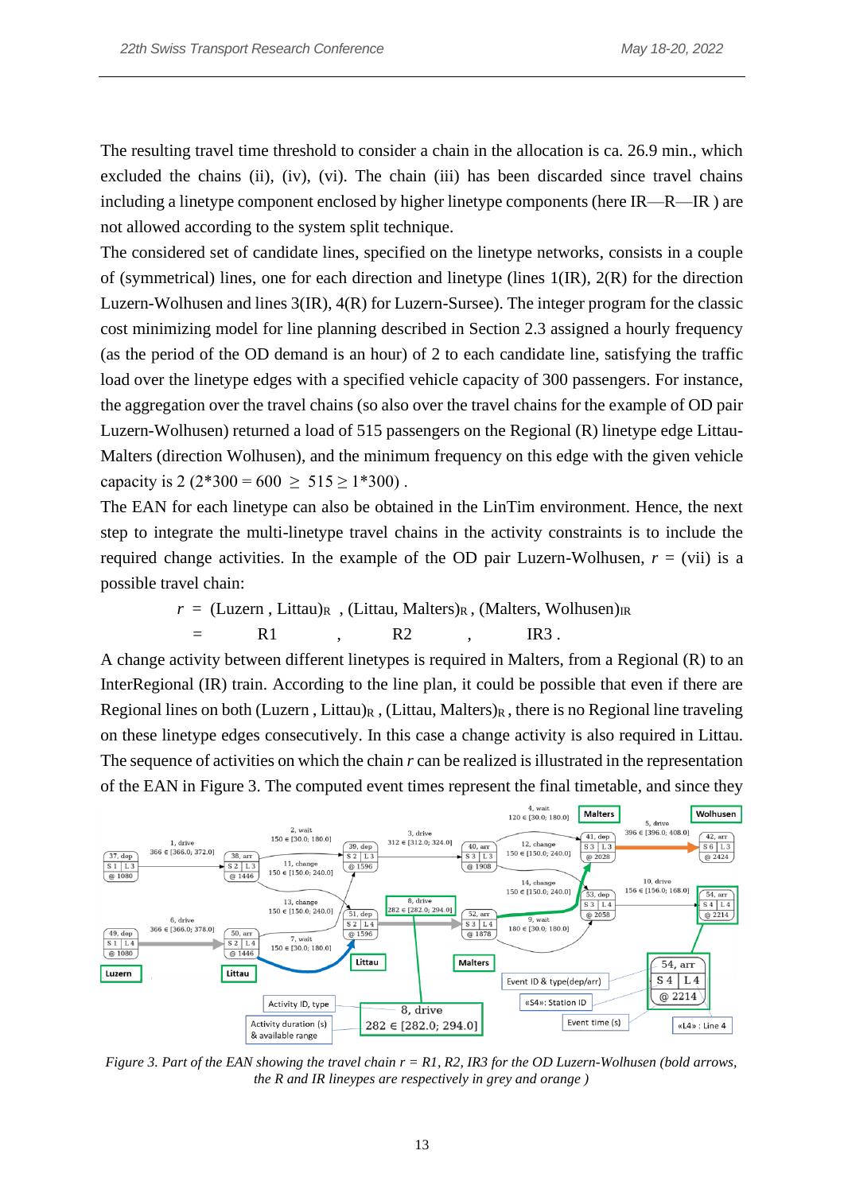The resulting travel time threshold to consider a chain in the allocation is ca. 26.9 min., which excluded the chains (ii), (iv), (vi). The chain (iii) has been discarded since travel chains including a linetype component enclosed by higher linetype components (here IR—R—IR ) are not allowed according to the system split technique.

The considered set of candidate lines, specified on the linetype networks, consists in a couple of (symmetrical) lines, one for each direction and linetype (lines 1(IR), 2(R) for the direction Luzern-Wolhusen and lines 3(IR), 4(R) for Luzern-Sursee). The integer program for the classic cost minimizing model for line planning described in Section 2.3 assigned a hourly frequency (as the period of the OD demand is an hour) of 2 to each candidate line, satisfying the traffic load over the linetype edges with a specified vehicle capacity of 300 passengers. For instance, the aggregation over the travel chains (so also over the travel chains for the example of OD pair Luzern-Wolhusen) returned a load of 515 passengers on the Regional (R) linetype edge Littau-Malters (direction Wolhusen), and the minimum frequency on this edge with the given vehicle capacity is 2 $(2*300 = 600 \geq 515 \geq 1*300)$ .

The EAN for each linetype can also be obtained in the LinTim environment. Hence, the next step to integrate the multi-linetype travel chains in the activity constraints is to include the required change activities. In the example of the OD pair Luzern-Wolhusen, $r$ = (vii) is a possible travel chain:

$$r = (\text{Luzern}, \text{Littau})_R, (\text{Littau}, \text{Malters})_R, (\text{Malters}, \text{Wolhusen})_{IR}$$
$$= R1, R2, IR3.$$

A change activity between different linetypes is required in Malters, from a Regional (R) to an InterRegional (IR) train. According to the line plan, it could be possible that even if there are Regional lines on both $(\text{Luzern}, \text{Littau})_R$, $(\text{Littau}, \text{Malters})_R$, there is no Regional line traveling on these linetype edges consecutively. In this case a change activity is also required in Littau. The sequence of activities on which the chain $r$ can be realized is illustrated in the representation of the EAN in Figure 3. The computed event times represent the final timetable, and since they

*Figure 3. Part of the EAN showing the travel chain r = R1, R2, IR3 for the OD Luzern-Wolhusen (bold arrows, the R and IR lineypes are respectively in grey and orange )*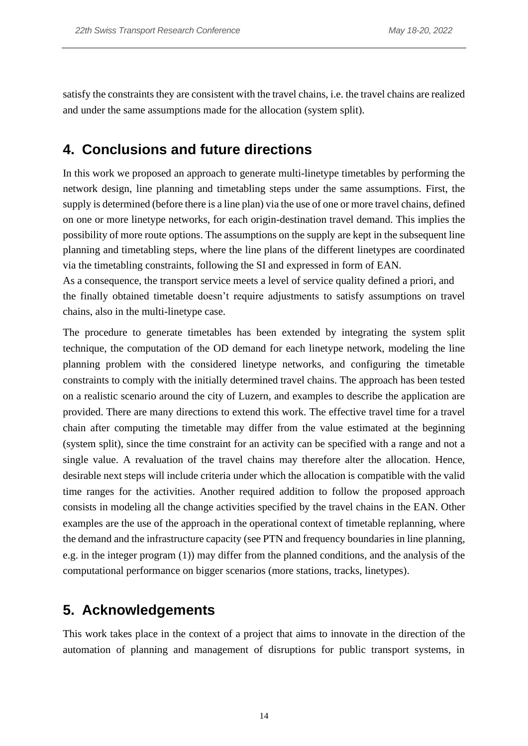satisfy the constraints they are consistent with the travel chains, i.e. the travel chains are realized and under the same assumptions made for the allocation (system split).

# 4. Conclusions and future directions

In this work we proposed an approach to generate multi-linetype timetables by performing the network design, line planning and timetabling steps under the same assumptions. First, the supply is determined (before there is a line plan) via the use of one or more travel chains, defined on one or more linetype networks, for each origin-destination travel demand. This implies the possibility of more route options. The assumptions on the supply are kept in the subsequent line planning and timetabling steps, where the line plans of the different linetypes are coordinated via the timetabling constraints, following the SI and expressed in form of EAN.
As a consequence, the transport service meets a level of service quality defined a priori, and the finally obtained timetable doesn't require adjustments to satisfy assumptions on travel chains, also in the multi-linetype case.

The procedure to generate timetables has been extended by integrating the system split technique, the computation of the OD demand for each linetype network, modeling the line planning problem with the considered linetype networks, and configuring the timetable constraints to comply with the initially determined travel chains. The approach has been tested on a realistic scenario around the city of Luzern, and examples to describe the application are provided. There are many directions to extend this work. The effective travel time for a travel chain after computing the timetable may differ from the value estimated at the beginning (system split), since the time constraint for an activity can be specified with a range and not a single value. A revaluation of the travel chains may therefore alter the allocation. Hence, desirable next steps will include criteria under which the allocation is compatible with the valid time ranges for the activities. Another required addition to follow the proposed approach consists in modeling all the change activities specified by the travel chains in the EAN. Other examples are the use of the approach in the operational context of timetable replanning, where the demand and the infrastructure capacity (see PTN and frequency boundaries in line planning, e.g. in the integer program (1)) may differ from the planned conditions, and the analysis of the computational performance on bigger scenarios (more stations, tracks, linetypes).

# 5. Acknowledgements

This work takes place in the context of a project that aims to innovate in the direction of the automation of planning and management of disruptions for public transport systems, in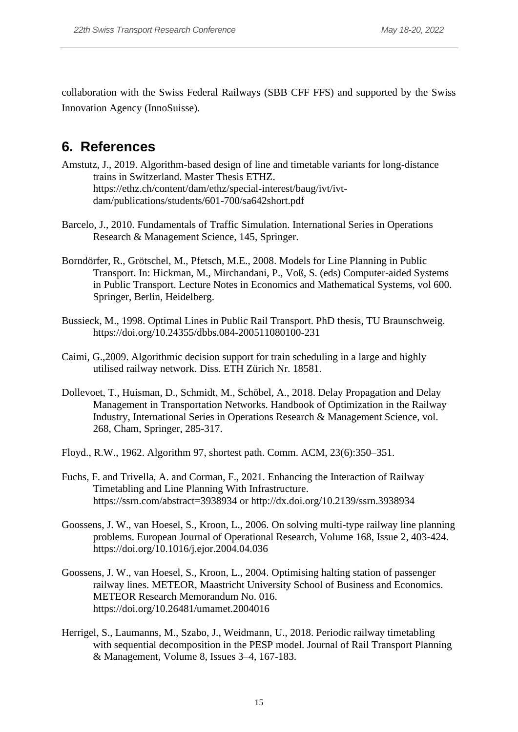collaboration with the Swiss Federal Railways (SBB CFF FFS) and supported by the Swiss Innovation Agency (InnoSuisse).

## 6. References

Amstutz, J., 2019. Algorithm-based design of line and timetable variants for long-distance trains in Switzerland. Master Thesis ETHZ. https://ethz.ch/content/dam/ethz/special-interest/baug/ivt/ivt-dam/publications/students/601-700/sa642short.pdf

Barcelo, J., 2010. Fundamentals of Traffic Simulation. International Series in Operations Research & Management Science, 145, Springer.

Borndörfer, R., Grötschel, M., Pfetsch, M.E., 2008. Models for Line Planning in Public Transport. In: Hickman, M., Mirchandani, P., Voß, S. (eds) Computer-aided Systems in Public Transport. Lecture Notes in Economics and Mathematical Systems, vol 600. Springer, Berlin, Heidelberg.

Bussieck, M., 1998. Optimal Lines in Public Rail Transport. PhD thesis, TU Braunschweig. https://doi.org/10.24355/dbbs.084-200511080100-231

Caimi, G.,2009. Algorithmic decision support for train scheduling in a large and highly utilised railway network. Diss. ETH Zürich Nr. 18581.

Dollevoet, T., Huisman, D., Schmidt, M., Schöbel, A., 2018. Delay Propagation and Delay Management in Transportation Networks. Handbook of Optimization in the Railway Industry, International Series in Operations Research & Management Science, vol. 268, Cham, Springer, 285-317.

Floyd., R.W., 1962. Algorithm 97, shortest path. Comm. ACM, 23(6):350–351.

Fuchs, F. and Trivella, A. and Corman, F., 2021. Enhancing the Interaction of Railway Timetabling and Line Planning With Infrastructure. https://ssrn.com/abstract=3938934 or http://dx.doi.org/10.2139/ssrn.3938934

Goossens, J. W., van Hoesel, S., Kroon, L., 2006. On solving multi-type railway line planning problems. European Journal of Operational Research, Volume 168, Issue 2, 403-424. https://doi.org/10.1016/j.ejor.2004.04.036

Goossens, J. W., van Hoesel, S., Kroon, L., 2004. Optimising halting station of passenger railway lines. METEOR, Maastricht University School of Business and Economics. METEOR Research Memorandum No. 016. https://doi.org/10.26481/umamet.2004016

Herrigel, S., Laumanns, M., Szabo, J., Weidmann, U., 2018. Periodic railway timetabling with sequential decomposition in the PESP model. Journal of Rail Transport Planning & Management, Volume 8, Issues 3–4, 167-183.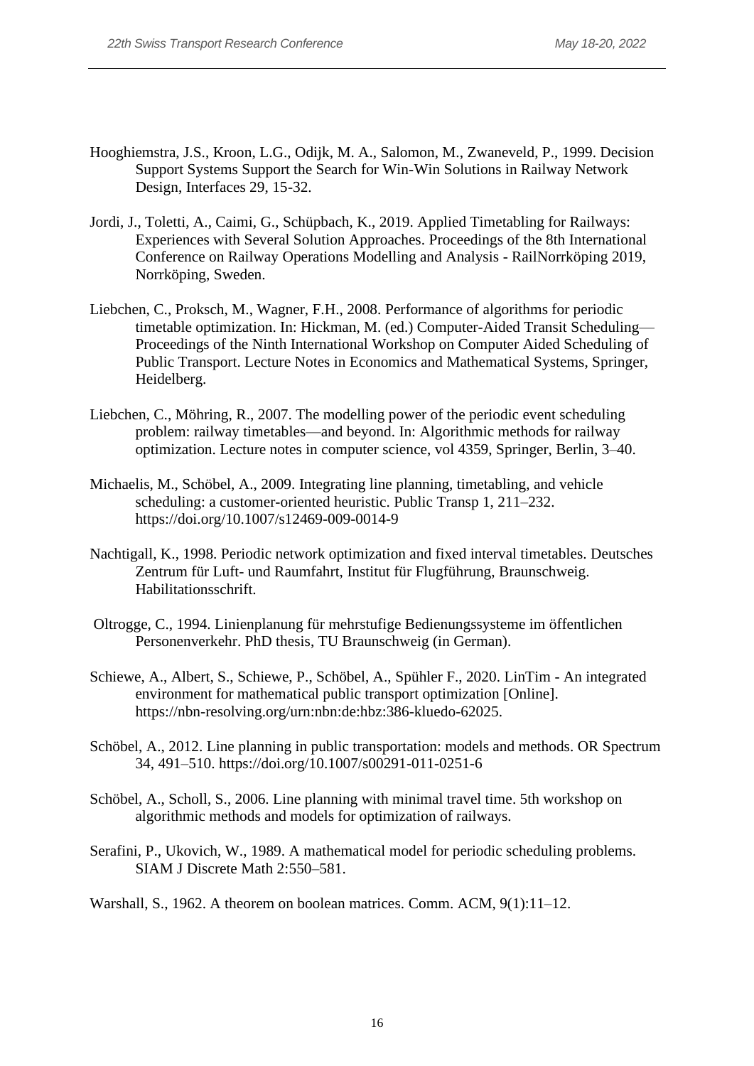Hooghiemstra, J.S., Kroon, L.G., Odijk, M. A., Salomon, M., Zwaneveld, P., 1999. Decision Support Systems Support the Search for Win-Win Solutions in Railway Network Design, Interfaces 29, 15-32.

Jordi, J., Toletti, A., Caimi, G., Schüpbach, K., 2019. Applied Timetabling for Railways: Experiences with Several Solution Approaches. Proceedings of the 8th International Conference on Railway Operations Modelling and Analysis - RailNorrköping 2019, Norrköping, Sweden.

Liebchen, C., Proksch, M., Wagner, F.H., 2008. Performance of algorithms for periodic timetable optimization. In: Hickman, M. (ed.) Computer-Aided Transit Scheduling—Proceedings of the Ninth International Workshop on Computer Aided Scheduling of Public Transport. Lecture Notes in Economics and Mathematical Systems, Springer, Heidelberg.

Liebchen, C., Möhring, R., 2007. The modelling power of the periodic event scheduling problem: railway timetables—and beyond. In: Algorithmic methods for railway optimization. Lecture notes in computer science, vol 4359, Springer, Berlin, 3–40.

Michaelis, M., Schöbel, A., 2009. Integrating line planning, timetabling, and vehicle scheduling: a customer-oriented heuristic. Public Transp 1, 211–232. https://doi.org/10.1007/s12469-009-0014-9

Nachtigall, K., 1998. Periodic network optimization and fixed interval timetables. Deutsches Zentrum für Luft- und Raumfahrt, Institut für Flugführung, Braunschweig. Habilitationsschrift.

Oltrogge, C., 1994. Linienplanung für mehrstufige Bedienungssysteme im öffentlichen Personenverkehr. PhD thesis, TU Braunschweig (in German).

Schiewe, A., Albert, S., Schiewe, P., Schöbel, A., Spühler F., 2020. LinTim - An integrated environment for mathematical public transport optimization [Online]. https://nbn-resolving.org/urn:nbn:de:hbz:386-kluedo-62025.

Schöbel, A., 2012. Line planning in public transportation: models and methods. OR Spectrum 34, 491–510. https://doi.org/10.1007/s00291-011-0251-6

Schöbel, A., Scholl, S., 2006. Line planning with minimal travel time. 5th workshop on algorithmic methods and models for optimization of railways.

Serafini, P., Ukovich, W., 1989. A mathematical model for periodic scheduling problems. SIAM J Discrete Math 2:550–581.

Warshall, S., 1962. A theorem on boolean matrices. Comm. ACM, 9(1):11–12.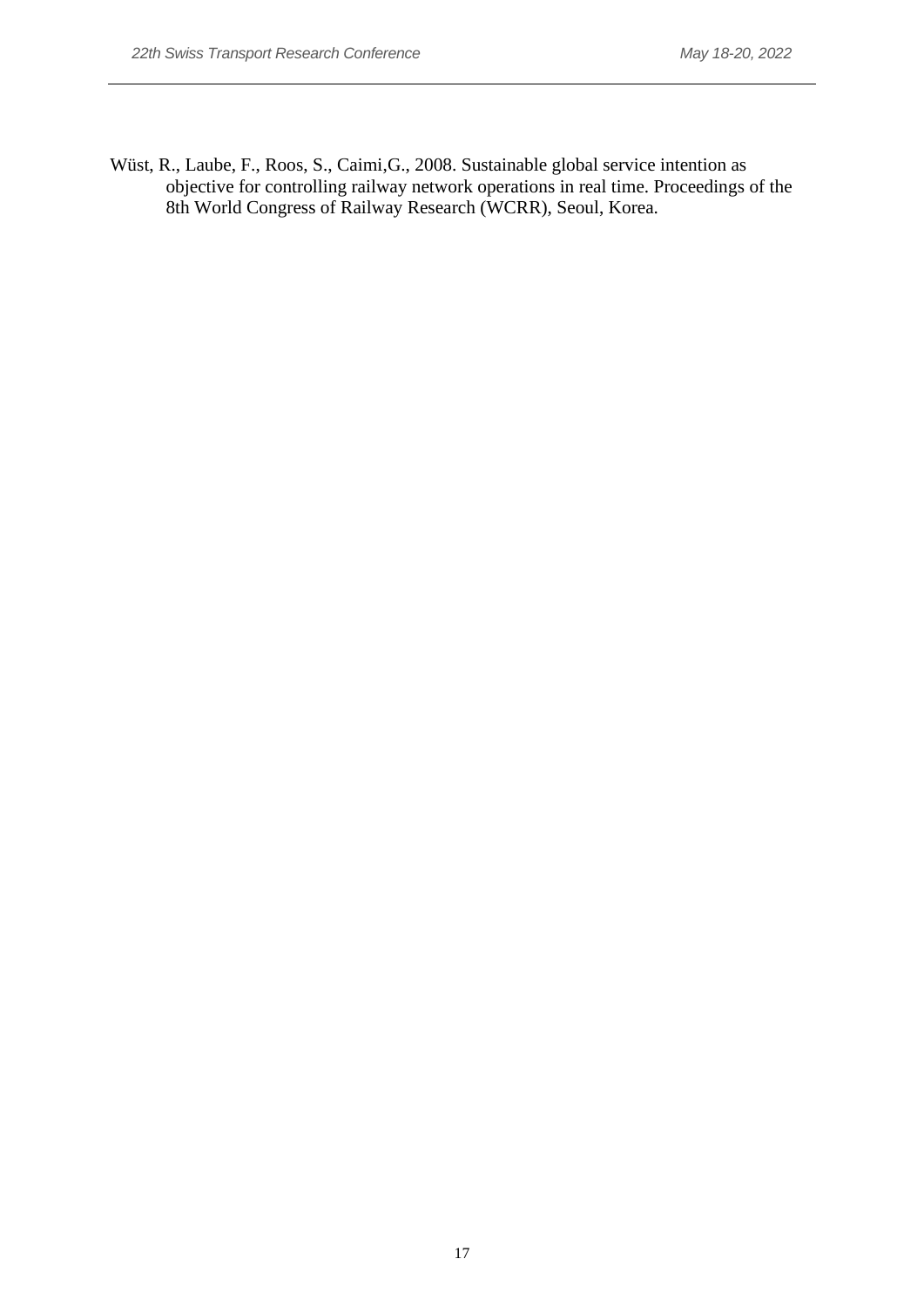Wüst, R., Laube, F., Roos, S., Caimi,G., 2008. Sustainable global service intention as objective for controlling railway network operations in real time. Proceedings of the 8th World Congress of Railway Research (WCRR), Seoul, Korea.